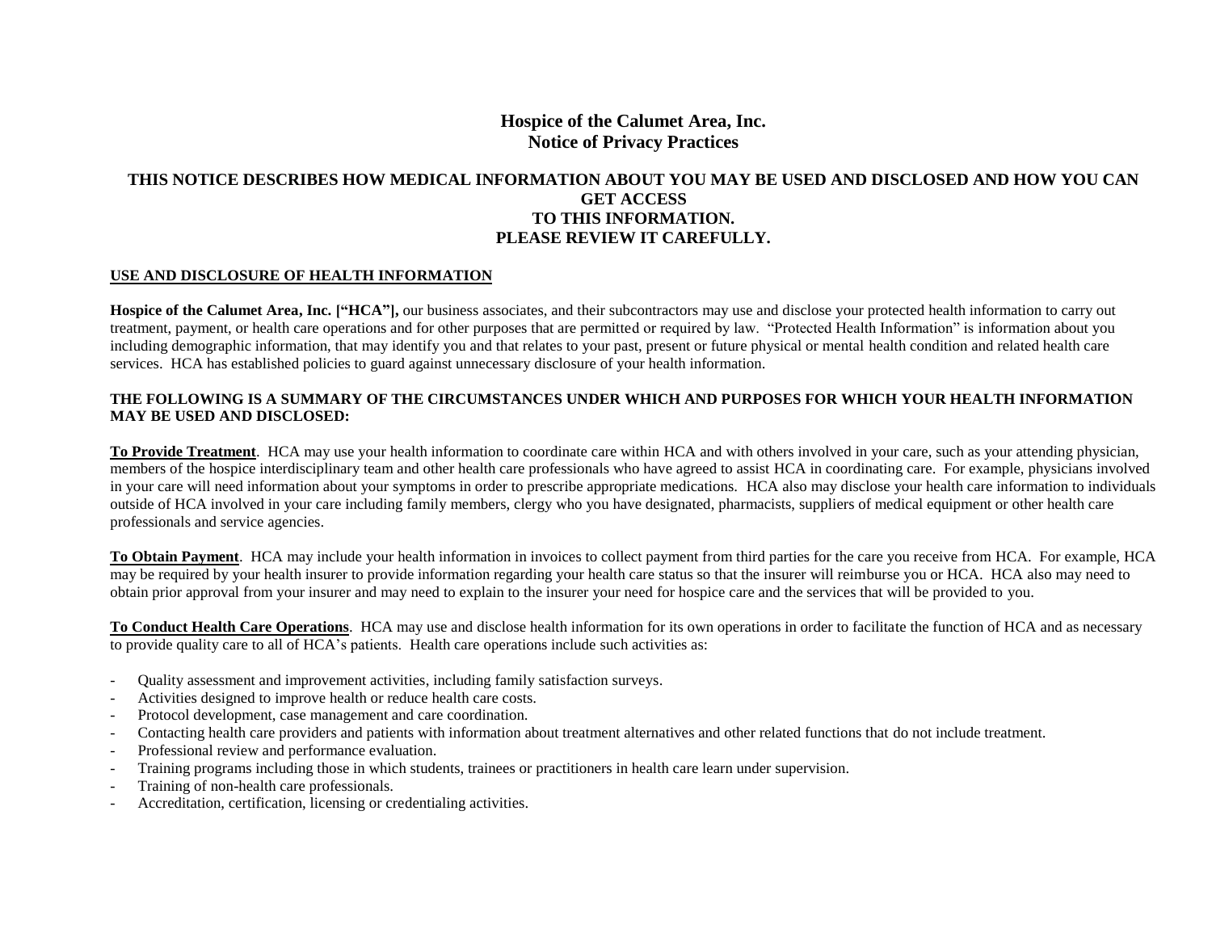# Hospice of the Calumet Area, Inc.
## Notice of Privacy Practices

### THIS NOTICE DESCRIBES HOW MEDICAL INFORMATION ABOUT YOU MAY BE USED AND DISCLOSED AND HOW YOU CAN GET ACCESS TO THIS INFORMATION. PLEASE REVIEW IT CAREFULLY.

**USE AND DISCLOSURE OF HEALTH INFORMATION**

**Hospice of the Calumet Area, Inc. ["HCA"],** our business associates, and their subcontractors may use and disclose your protected health information to carry out treatment, payment, or health care operations and for other purposes that are permitted or required by law. "Protected Health Information" is information about you including demographic information, that may identify you and that relates to your past, present or future physical or mental health condition and related health care services. HCA has established policies to guard against unnecessary disclosure of your health information.

**THE FOLLOWING IS A SUMMARY OF THE CIRCUMSTANCES UNDER WHICH AND PURPOSES FOR WHICH YOUR HEALTH INFORMATION MAY BE USED AND DISCLOSED:**

**To Provide Treatment**. HCA may use your health information to coordinate care within HCA and with others involved in your care, such as your attending physician, members of the hospice interdisciplinary team and other health care professionals who have agreed to assist HCA in coordinating care. For example, physicians involved in your care will need information about your symptoms in order to prescribe appropriate medications. HCA also may disclose your health care information to individuals outside of HCA involved in your care including family members, clergy who you have designated, pharmacists, suppliers of medical equipment or other health care professionals and service agencies.

**To Obtain Payment**. HCA may include your health information in invoices to collect payment from third parties for the care you receive from HCA. For example, HCA may be required by your health insurer to provide information regarding your health care status so that the insurer will reimburse you or HCA. HCA also may need to obtain prior approval from your insurer and may need to explain to the insurer your need for hospice care and the services that will be provided to you.

**To Conduct Health Care Operations**. HCA may use and disclose health information for its own operations in order to facilitate the function of HCA and as necessary to provide quality care to all of HCA's patients. Health care operations include such activities as:

- Quality assessment and improvement activities, including family satisfaction surveys.
- Activities designed to improve health or reduce health care costs.
- Protocol development, case management and care coordination.
- Contacting health care providers and patients with information about treatment alternatives and other related functions that do not include treatment.
- Professional review and performance evaluation.
- Training programs including those in which students, trainees or practitioners in health care learn under supervision.
- Training of non-health care professionals.
- Accreditation, certification, licensing or credentialing activities.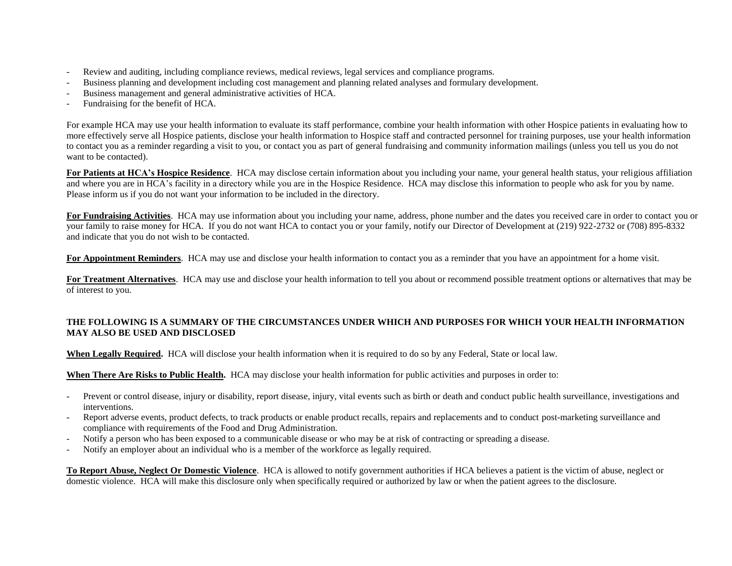- Review and auditing, including compliance reviews, medical reviews, legal services and compliance programs.
- Business planning and development including cost management and planning related analyses and formulary development.
- Business management and general administrative activities of HCA.
- Fundraising for the benefit of HCA.

For example HCA may use your health information to evaluate its staff performance, combine your health information with other Hospice patients in evaluating how to more effectively serve all Hospice patients, disclose your health information to Hospice staff and contracted personnel for training purposes, use your health information to contact you as a reminder regarding a visit to you, or contact you as part of general fundraising and community information mailings (unless you tell us you do not want to be contacted).

**For Patients at HCA's Hospice Residence**. HCA may disclose certain information about you including your name, your general health status, your religious affiliation and where you are in HCA's facility in a directory while you are in the Hospice Residence. HCA may disclose this information to people who ask for you by name. Please inform us if you do not want your information to be included in the directory.

**For Fundraising Activities**. HCA may use information about you including your name, address, phone number and the dates you received care in order to contact you or your family to raise money for HCA. If you do not want HCA to contact you or your family, notify our Director of Development at (219) 922-2732 or (708) 895-8332 and indicate that you do not wish to be contacted.

**For Appointment Reminders**. HCA may use and disclose your health information to contact you as a reminder that you have an appointment for a home visit.

**For Treatment Alternatives**. HCA may use and disclose your health information to tell you about or recommend possible treatment options or alternatives that may be of interest to you.

**THE FOLLOWING IS A SUMMARY OF THE CIRCUMSTANCES UNDER WHICH AND PURPOSES FOR WHICH YOUR HEALTH INFORMATION MAY ALSO BE USED AND DISCLOSED**

**When Legally Required.** HCA will disclose your health information when it is required to do so by any Federal, State or local law.

**When There Are Risks to Public Health.** HCA may disclose your health information for public activities and purposes in order to:

- Prevent or control disease, injury or disability, report disease, injury, vital events such as birth or death and conduct public health surveillance, investigations and interventions.
- Report adverse events, product defects, to track products or enable product recalls, repairs and replacements and to conduct post-marketing surveillance and compliance with requirements of the Food and Drug Administration.
- Notify a person who has been exposed to a communicable disease or who may be at risk of contracting or spreading a disease.
- Notify an employer about an individual who is a member of the workforce as legally required.

**To Report Abuse, Neglect Or Domestic Violence**. HCA is allowed to notify government authorities if HCA believes a patient is the victim of abuse, neglect or domestic violence. HCA will make this disclosure only when specifically required or authorized by law or when the patient agrees to the disclosure.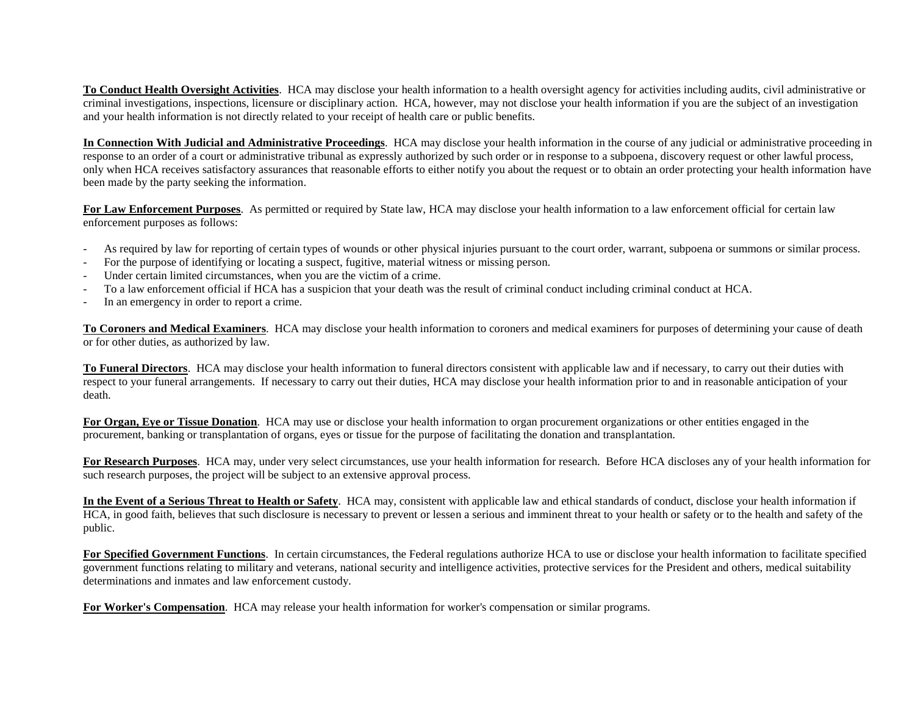**To Conduct Health Oversight Activities**. HCA may disclose your health information to a health oversight agency for activities including audits, civil administrative or criminal investigations, inspections, licensure or disciplinary action. HCA, however, may not disclose your health information if you are the subject of an investigation and your health information is not directly related to your receipt of health care or public benefits.

**In Connection With Judicial and Administrative Proceedings**. HCA may disclose your health information in the course of any judicial or administrative proceeding in response to an order of a court or administrative tribunal as expressly authorized by such order or in response to a subpoena, discovery request or other lawful process, only when HCA receives satisfactory assurances that reasonable efforts to either notify you about the request or to obtain an order protecting your health information have been made by the party seeking the information.

**For Law Enforcement Purposes**. As permitted or required by State law, HCA may disclose your health information to a law enforcement official for certain law enforcement purposes as follows:

- As required by law for reporting of certain types of wounds or other physical injuries pursuant to the court order, warrant, subpoena or summons or similar process.
- For the purpose of identifying or locating a suspect, fugitive, material witness or missing person.
- Under certain limited circumstances, when you are the victim of a crime.
- To a law enforcement official if HCA has a suspicion that your death was the result of criminal conduct including criminal conduct at HCA.
- In an emergency in order to report a crime.

**To Coroners and Medical Examiners**. HCA may disclose your health information to coroners and medical examiners for purposes of determining your cause of death or for other duties, as authorized by law.

**To Funeral Directors**. HCA may disclose your health information to funeral directors consistent with applicable law and if necessary, to carry out their duties with respect to your funeral arrangements. If necessary to carry out their duties, HCA may disclose your health information prior to and in reasonable anticipation of your death.

**For Organ, Eye or Tissue Donation**. HCA may use or disclose your health information to organ procurement organizations or other entities engaged in the procurement, banking or transplantation of organs, eyes or tissue for the purpose of facilitating the donation and transplantation.

**For Research Purposes**. HCA may, under very select circumstances, use your health information for research. Before HCA discloses any of your health information for such research purposes, the project will be subject to an extensive approval process.

**In the Event of a Serious Threat to Health or Safety**. HCA may, consistent with applicable law and ethical standards of conduct, disclose your health information if HCA, in good faith, believes that such disclosure is necessary to prevent or lessen a serious and imminent threat to your health or safety or to the health and safety of the public.

**For Specified Government Functions**. In certain circumstances, the Federal regulations authorize HCA to use or disclose your health information to facilitate specified government functions relating to military and veterans, national security and intelligence activities, protective services for the President and others, medical suitability determinations and inmates and law enforcement custody.

**For Worker's Compensation**. HCA may release your health information for worker's compensation or similar programs.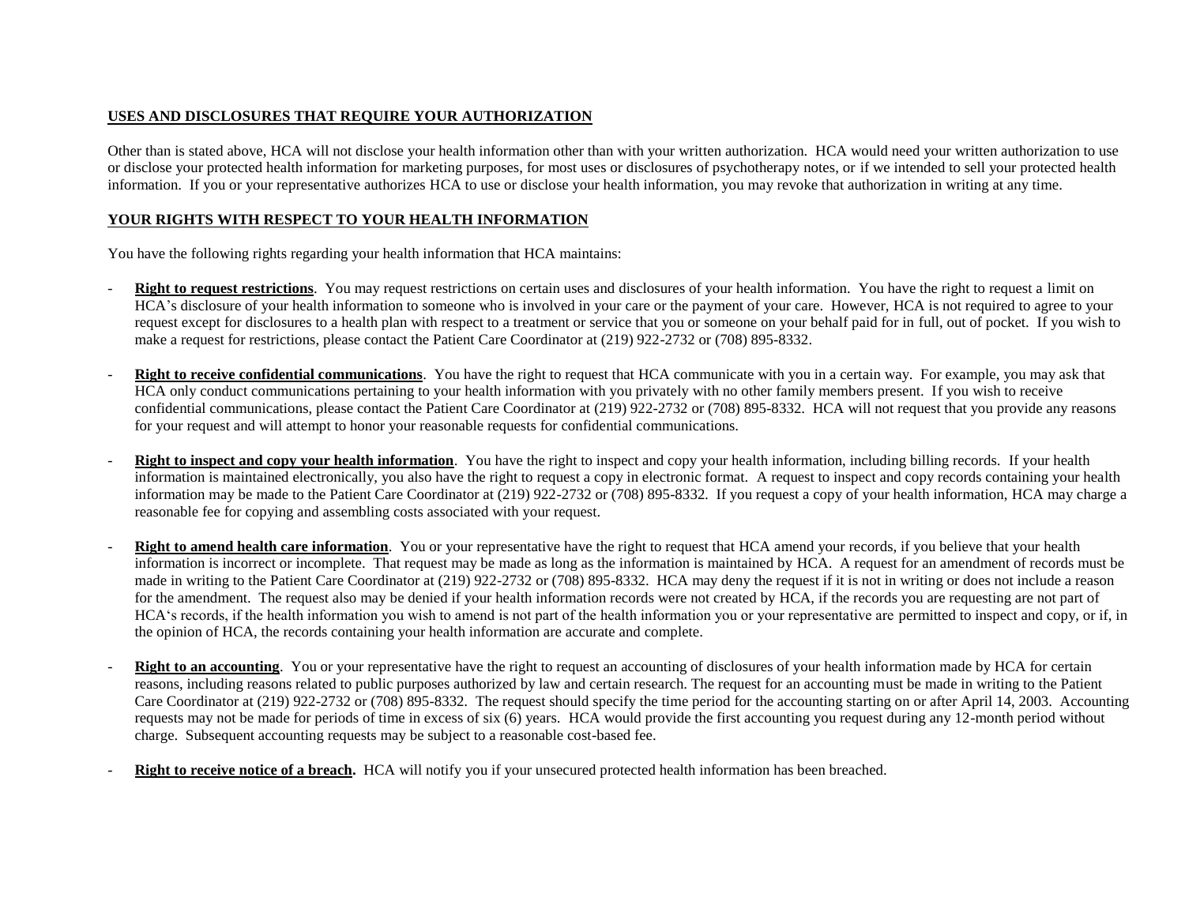## USES AND DISCLOSURES THAT REQUIRE YOUR AUTHORIZATION

Other than is stated above, HCA will not disclose your health information other than with your written authorization. HCA would need your written authorization to use or disclose your protected health information for marketing purposes, for most uses or disclosures of psychotherapy notes, or if we intended to sell your protected health information. If you or your representative authorizes HCA to use or disclose your health information, you may revoke that authorization in writing at any time.

## YOUR RIGHTS WITH RESPECT TO YOUR HEALTH INFORMATION

You have the following rights regarding your health information that HCA maintains:

- **Right to request restrictions**. You may request restrictions on certain uses and disclosures of your health information. You have the right to request a limit on HCA's disclosure of your health information to someone who is involved in your care or the payment of your care. However, HCA is not required to agree to your request except for disclosures to a health plan with respect to a treatment or service that you or someone on your behalf paid for in full, out of pocket. If you wish to make a request for restrictions, please contact the Patient Care Coordinator at (219) 922-2732 or (708) 895-8332.

- **Right to receive confidential communications**. You have the right to request that HCA communicate with you in a certain way. For example, you may ask that HCA only conduct communications pertaining to your health information with you privately with no other family members present. If you wish to receive confidential communications, please contact the Patient Care Coordinator at (219) 922-2732 or (708) 895-8332. HCA will not request that you provide any reasons for your request and will attempt to honor your reasonable requests for confidential communications.

- **Right to inspect and copy your health information**. You have the right to inspect and copy your health information, including billing records. If your health information is maintained electronically, you also have the right to request a copy in electronic format. A request to inspect and copy records containing your health information may be made to the Patient Care Coordinator at (219) 922-2732 or (708) 895-8332. If you request a copy of your health information, HCA may charge a reasonable fee for copying and assembling costs associated with your request.

- **Right to amend health care information**. You or your representative have the right to request that HCA amend your records, if you believe that your health information is incorrect or incomplete. That request may be made as long as the information is maintained by HCA. A request for an amendment of records must be made in writing to the Patient Care Coordinator at (219) 922-2732 or (708) 895-8332. HCA may deny the request if it is not in writing or does not include a reason for the amendment. The request also may be denied if your health information records were not created by HCA, if the records you are requesting are not part of HCA's records, if the health information you wish to amend is not part of the health information you or your representative are permitted to inspect and copy, or if, in the opinion of HCA, the records containing your health information are accurate and complete.

- **Right to an accounting**. You or your representative have the right to request an accounting of disclosures of your health information made by HCA for certain reasons, including reasons related to public purposes authorized by law and certain research. The request for an accounting must be made in writing to the Patient Care Coordinator at (219) 922-2732 or (708) 895-8332. The request should specify the time period for the accounting starting on or after April 14, 2003. Accounting requests may not be made for periods of time in excess of six (6) years. HCA would provide the first accounting you request during any 12-month period without charge. Subsequent accounting requests may be subject to a reasonable cost-based fee.

- **Right to receive notice of a breach.** HCA will notify you if your unsecured protected health information has been breached.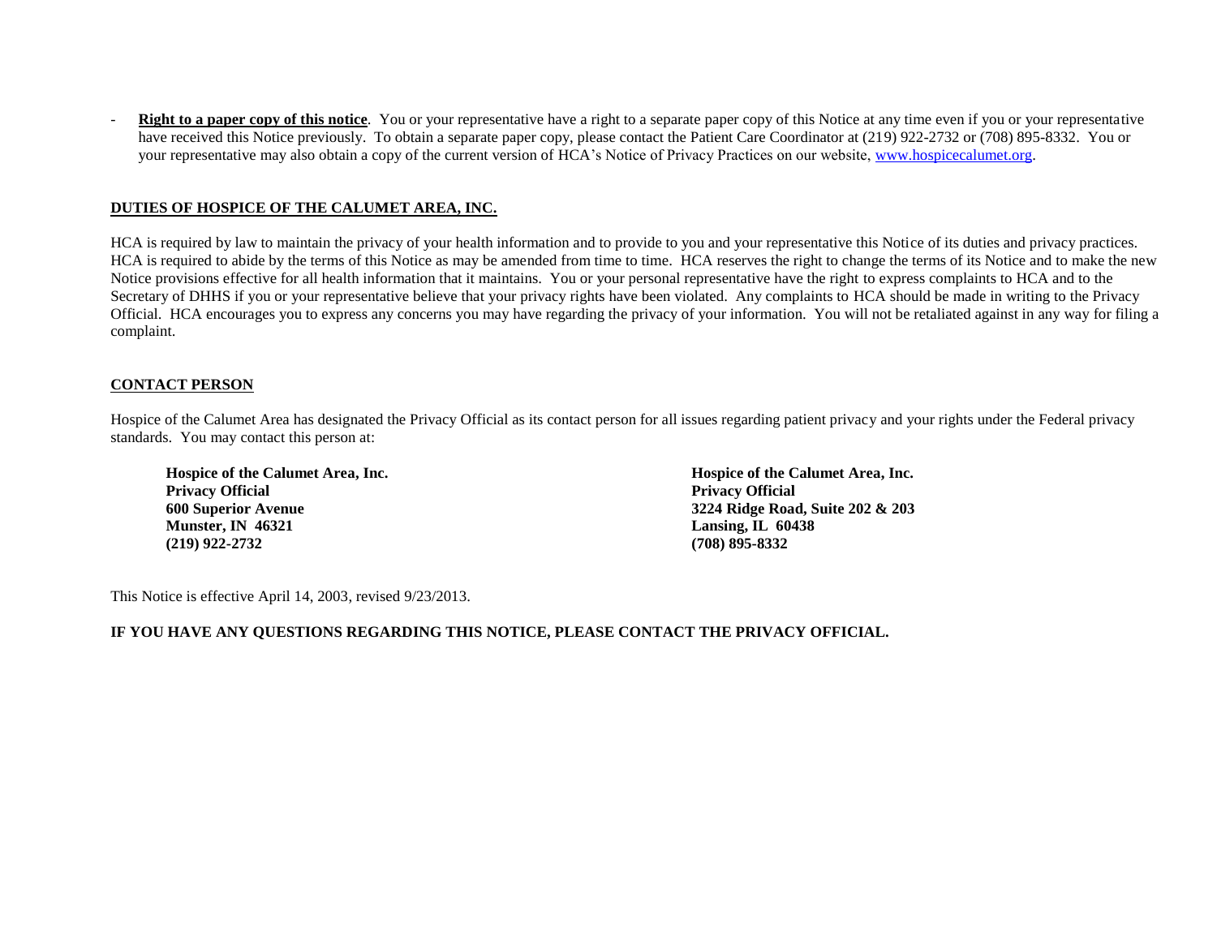- **Right to a paper copy of this notice**. You or your representative have a right to a separate paper copy of this Notice at any time even if you or your representative have received this Notice previously. To obtain a separate paper copy, please contact the Patient Care Coordinator at (219) 922-2732 or (708) 895-8332. You or your representative may also obtain a copy of the current version of HCA's Notice of Privacy Practices on our website, www.hospicecalumet.org.

## DUTIES OF HOSPICE OF THE CALUMET AREA, INC.

HCA is required by law to maintain the privacy of your health information and to provide to you and your representative this Notice of its duties and privacy practices. HCA is required to abide by the terms of this Notice as may be amended from time to time. HCA reserves the right to change the terms of its Notice and to make the new Notice provisions effective for all health information that it maintains. You or your personal representative have the right to express complaints to HCA and to the Secretary of DHHS if you or your representative believe that your privacy rights have been violated. Any complaints to HCA should be made in writing to the Privacy Official. HCA encourages you to express any concerns you may have regarding the privacy of your information. You will not be retaliated against in any way for filing a complaint.

## CONTACT PERSON

Hospice of the Calumet Area has designated the Privacy Official as its contact person for all issues regarding patient privacy and your rights under the Federal privacy standards. You may contact this person at:

**Hospice of the Calumet Area, Inc.**
**Privacy Official**
**600 Superior Avenue**
**Munster, IN 46321**
**(219) 922-2732**

**Hospice of the Calumet Area, Inc.**
**Privacy Official**
**3224 Ridge Road, Suite 202 & 203**
**Lansing, IL 60438**
**(708) 895-8332**

This Notice is effective April 14, 2003, revised 9/23/2013.

**IF YOU HAVE ANY QUESTIONS REGARDING THIS NOTICE, PLEASE CONTACT THE PRIVACY OFFICIAL.**